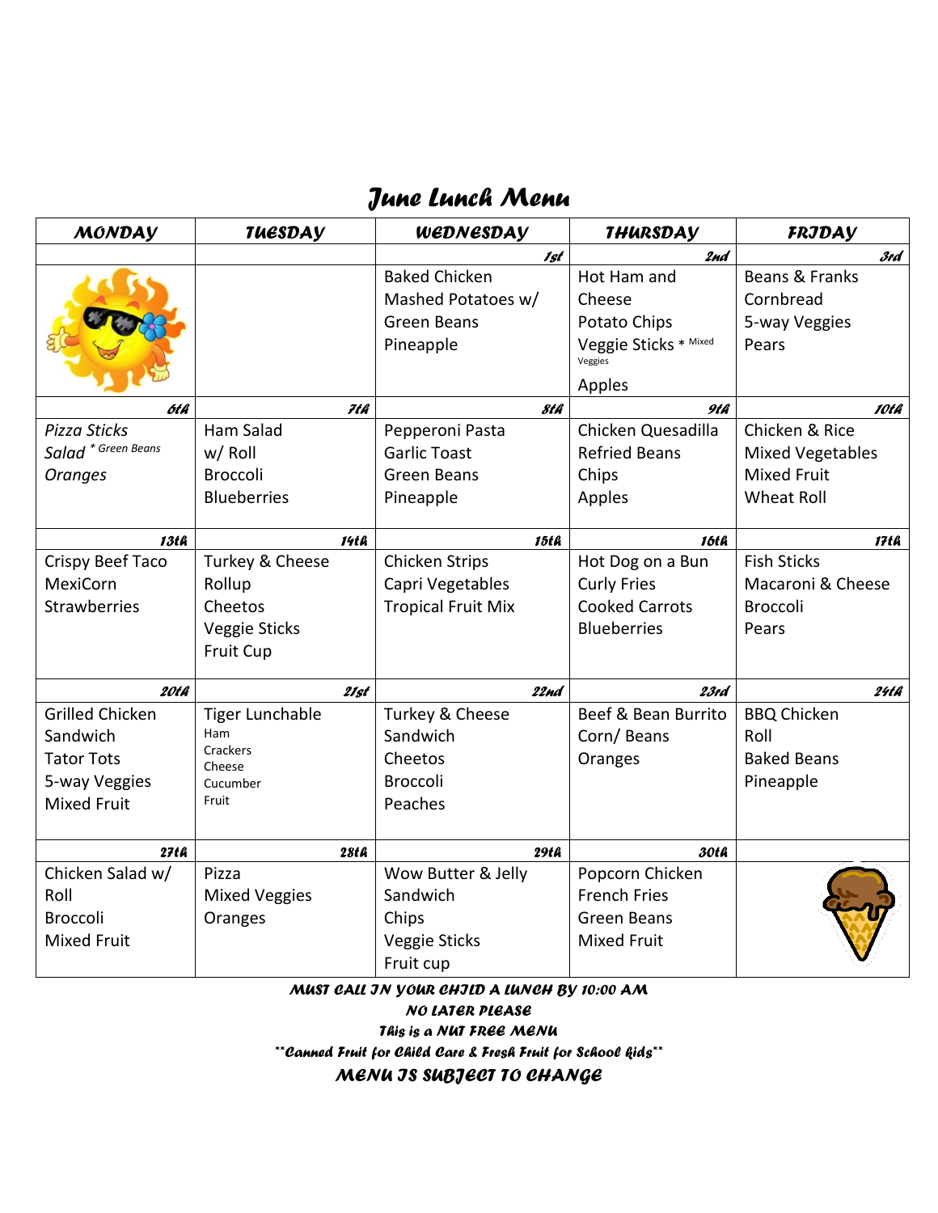# June Lunch Menu

| MONDAY | TUESDAY | WEDNESDAY | THURSDAY | FRIDAY |
|---|---|---|---|---|
| | | 1st | 2nd | 3rd |
| | | Baked Chicken<br>Mashed Potatoes w/<br>Green Beans<br>Pineapple | Hot Ham and Cheese<br>Potato Chips<br>Veggie Sticks * Mixed Veggies<br>Apples | Beans & Franks<br>Cornbread<br>5-way Veggies<br>Pears |
| 6th | 7th | 8th | 9th | 10th |
| *Pizza Sticks*<br>*Salad* * Green Beans<br>*Oranges* | Ham Salad<br>w/ Roll<br>Broccoli<br>Blueberries | Pepperoni Pasta<br>Garlic Toast<br>Green Beans<br>Pineapple | Chicken Quesadilla<br>Refried Beans<br>Chips<br>Apples | Chicken & Rice<br>Mixed Vegetables<br>Mixed Fruit<br>Wheat Roll |
| 13th | 14th | 15th | 16th | 17th |
| Crispy Beef Taco<br>MexiCorn<br>Strawberries | Turkey & Cheese Rollup<br>Cheetos<br>Veggie Sticks<br>Fruit Cup | Chicken Strips<br>Capri Vegetables<br>Tropical Fruit Mix | Hot Dog on a Bun<br>Curly Fries<br>Cooked Carrots<br>Blueberries | Fish Sticks<br>Macaroni & Cheese<br>Broccoli<br>Pears |
| 20th | 21st | 22nd | 23rd | 24th |
| Grilled Chicken Sandwich<br>Tator Tots<br>5-way Veggies<br>Mixed Fruit | Tiger Lunchable<br>Ham<br>Crackers<br>Cheese<br>Cucumber<br>Fruit | Turkey & Cheese Sandwich<br>Cheetos<br>Broccoli<br>Peaches | Beef & Bean Burrito<br>Corn/ Beans<br>Oranges | BBQ Chicken<br>Roll<br>Baked Beans<br>Pineapple |
| 27th | 28th | 29th | 30th | |
| Chicken Salad w/ Roll<br>Broccoli<br>Mixed Fruit | Pizza<br>Mixed Veggies<br>Oranges | Wow Butter & Jelly Sandwich<br>Chips<br>Veggie Sticks<br>Fruit cup | Popcorn Chicken<br>French Fries<br>Green Beans<br>Mixed Fruit | |

**MUST CALL IN YOUR CHILD A LUNCH BY 10:00 AM**

**NO LATER PLEASE**

**This is a NUT FREE MENU**

**\*\*Canned Fruit for Child Care & Fresh Fruit for School kids\*\***

**MENU IS SUBJECT TO CHANGE**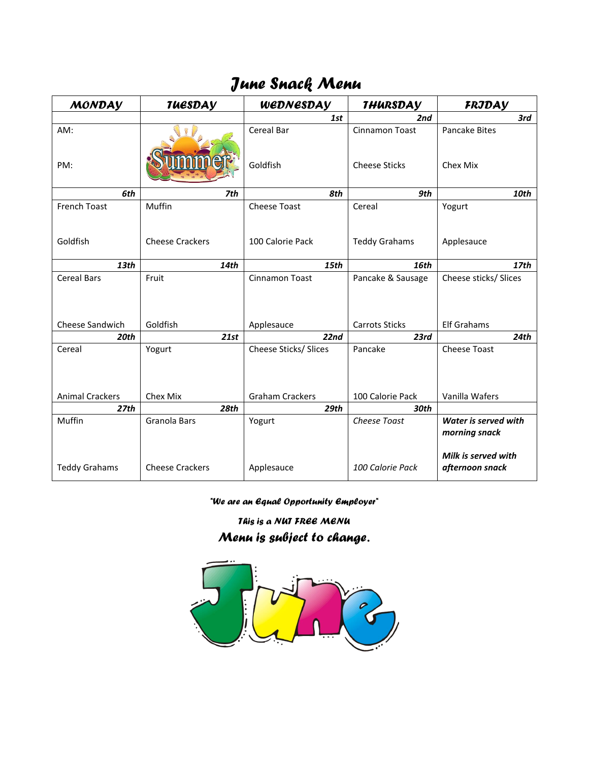# June Snack Menu

| MONDAY | TUESDAY | WEDNESDAY | THURSDAY | FRIDAY |
|---|---|---|---|---|
| | | 1st | 2nd | 3rd |
| AM: | | Cereal Bar | Cinnamon Toast | Pancake Bites |
| PM: | | Goldfish | Cheese Sticks | Chex Mix |
| 6th | 7th | 8th | 9th | 10th |
| French Toast | Muffin | Cheese Toast | Cereal | Yogurt |
| Goldfish | Cheese Crackers | 100 Calorie Pack | Teddy Grahams | Applesauce |
| 13th | 14th | 15th | 16th | 17th |
| Cereal Bars | Fruit | Cinnamon Toast | Pancake & Sausage | Cheese sticks/ Slices |
| Cheese Sandwich | Goldfish | Applesauce | Carrots Sticks | Elf Grahams |
| 20th | 21st | 22nd | 23rd | 24th |
| Cereal | Yogurt | Cheese Sticks/ Slices | Pancake | Cheese Toast |
| Animal Crackers | Chex Mix | Graham Crackers | 100 Calorie Pack | Vanilla Wafers |
| 27th | 28th | 29th | 30th | |
| Muffin | Granola Bars | Yogurt | *Cheese Toast* | ***Water is served with morning snack*** |
| Teddy Grahams | Cheese Crackers | Applesauce | *100 Calorie Pack* | ***Milk is served with afternoon snack*** |

*"We are an Equal Opportunity Employer"*

*This is a NUT FREE MENU*

**Menu is subject to change.**